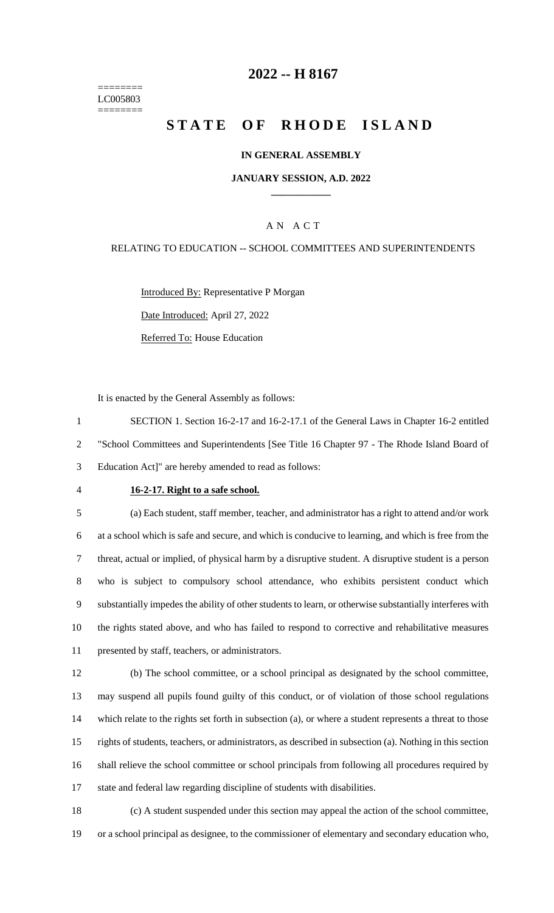========
LC005803
========

# 2022 -- H 8167

# STATE OF RHODE ISLAND

**IN GENERAL ASSEMBLY**

**JANUARY SESSION, A.D. 2022**

A N A C T

RELATING TO EDUCATION -- SCHOOL COMMITTEES AND SUPERINTENDENTS

Introduced By: Representative P Morgan

Date Introduced: April 27, 2022

Referred To: House Education

It is enacted by the General Assembly as follows:

SECTION 1. Section 16-2-17 and 16-2-17.1 of the General Laws in Chapter 16-2 entitled "School Committees and Superintendents [See Title 16 Chapter 97 - The Rhode Island Board of Education Act]" are hereby amended to read as follows:

**16-2-17. Right to a safe school.**

(a) Each student, staff member, teacher, and administrator has a right to attend and/or work at a school which is safe and secure, and which is conducive to learning, and which is free from the threat, actual or implied, of physical harm by a disruptive student. A disruptive student is a person who is subject to compulsory school attendance, who exhibits persistent conduct which substantially impedes the ability of other students to learn, or otherwise substantially interferes with the rights stated above, and who has failed to respond to corrective and rehabilitative measures presented by staff, teachers, or administrators.

(b) The school committee, or a school principal as designated by the school committee, may suspend all pupils found guilty of this conduct, or of violation of those school regulations which relate to the rights set forth in subsection (a), or where a student represents a threat to those rights of students, teachers, or administrators, as described in subsection (a). Nothing in this section shall relieve the school committee or school principals from following all procedures required by state and federal law regarding discipline of students with disabilities.

(c) A student suspended under this section may appeal the action of the school committee, or a school principal as designee, to the commissioner of elementary and secondary education who,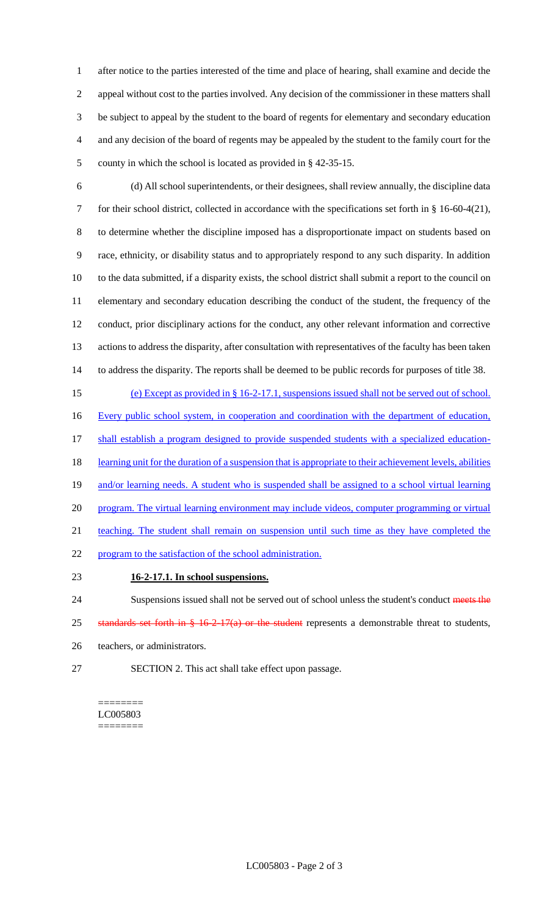after notice to the parties interested of the time and place of hearing, shall examine and decide the appeal without cost to the parties involved. Any decision of the commissioner in these matters shall be subject to appeal by the student to the board of regents for elementary and secondary education and any decision of the board of regents may be appealed by the student to the family court for the county in which the school is located as provided in § 42-35-15.

(d) All school superintendents, or their designees, shall review annually, the discipline data for their school district, collected in accordance with the specifications set forth in § 16-60-4(21), to determine whether the discipline imposed has a disproportionate impact on students based on race, ethnicity, or disability status and to appropriately respond to any such disparity. In addition to the data submitted, if a disparity exists, the school district shall submit a report to the council on elementary and secondary education describing the conduct of the student, the frequency of the conduct, prior disciplinary actions for the conduct, any other relevant information and corrective actions to address the disparity, after consultation with representatives of the faculty has been taken to address the disparity. The reports shall be deemed to be public records for purposes of title 38.

(e) Except as provided in § 16-2-17.1, suspensions issued shall not be served out of school. Every public school system, in cooperation and coordination with the department of education, shall establish a program designed to provide suspended students with a specialized education-learning unit for the duration of a suspension that is appropriate to their achievement levels, abilities and/or learning needs. A student who is suspended shall be assigned to a school virtual learning program. The virtual learning environment may include videos, computer programming or virtual teaching. The student shall remain on suspension until such time as they have completed the program to the satisfaction of the school administration.

**16-2-17.1. In school suspensions.**

Suspensions issued shall not be served out of school unless the student's conduct ~~meets the standards set forth in § 16-2-17(a) or the student~~ represents a demonstrable threat to students, teachers, or administrators.

SECTION 2. This act shall take effect upon passage.

========
LC005803
========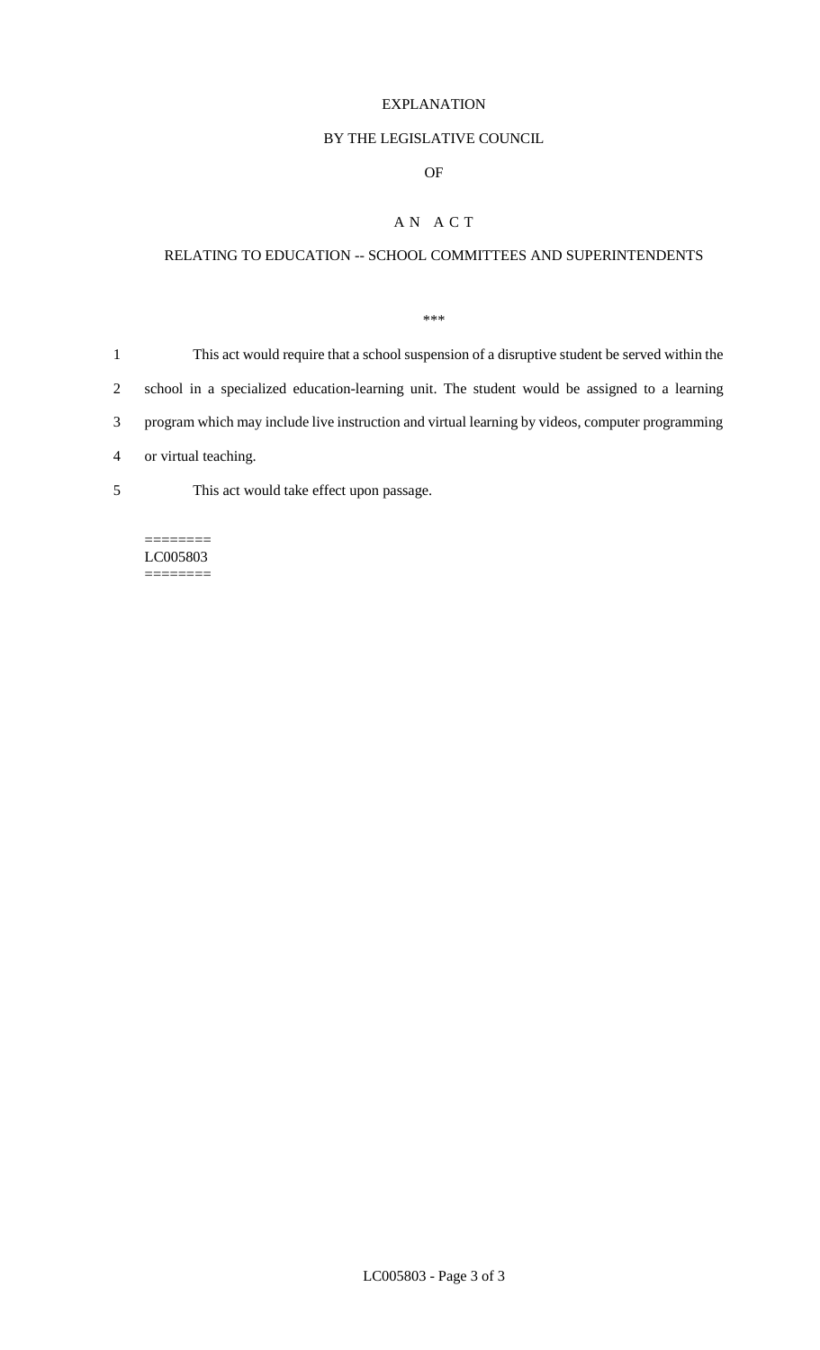EXPLANATION

BY THE LEGISLATIVE COUNCIL

OF

A N A C T

RELATING TO EDUCATION -- SCHOOL COMMITTEES AND SUPERINTENDENTS

\*\*\*

1 This act would require that a school suspension of a disruptive student be served within the
2 school in a specialized education-learning unit. The student would be assigned to a learning
3 program which may include live instruction and virtual learning by videos, computer programming
4 or virtual teaching.
5 This act would take effect upon passage.

========
LC005803
========